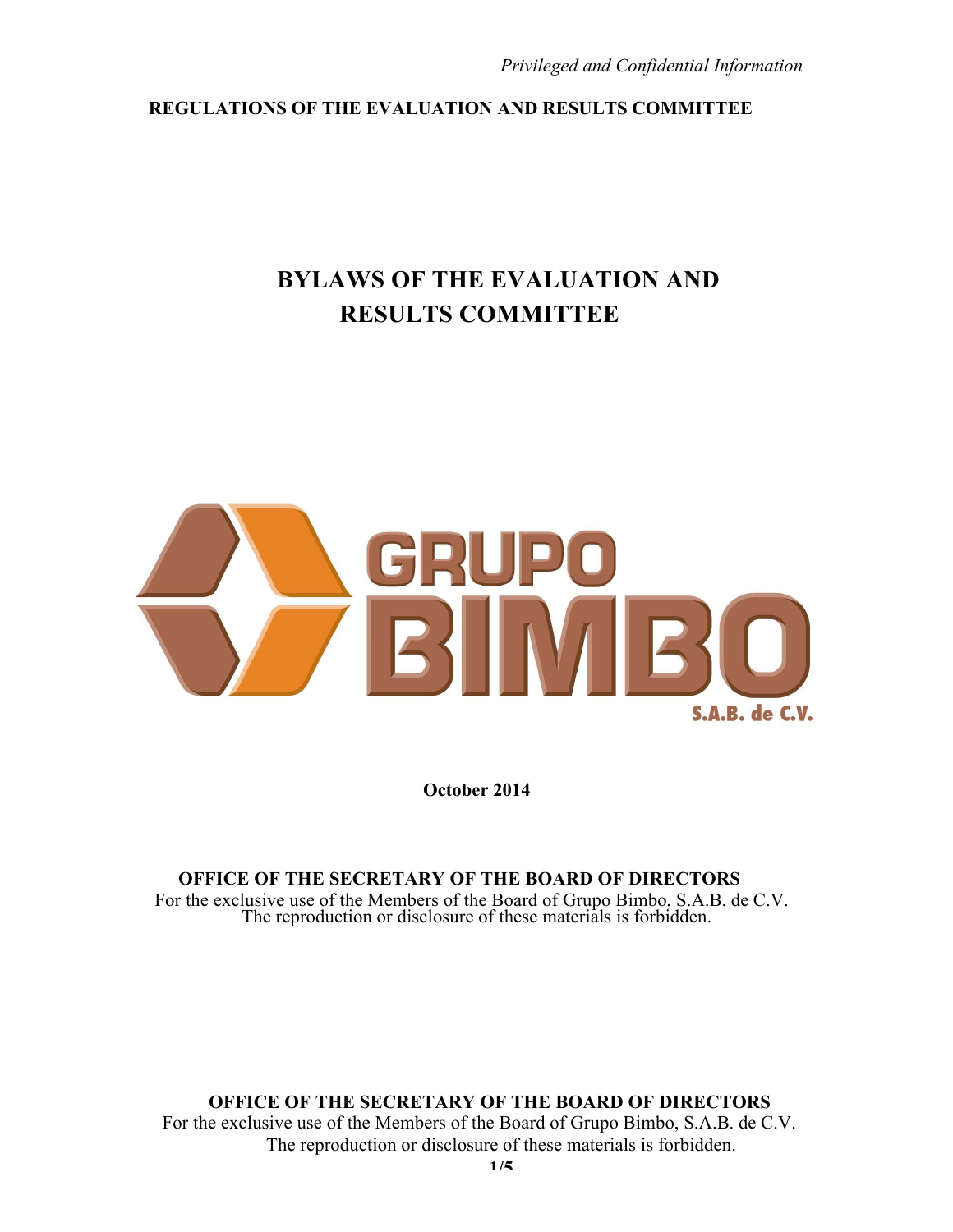*Privileged and Confidential Information*

**REGULATIONS OF THE EVALUATION AND RESULTS COMMITTEE**

# BYLAWS OF THE EVALUATION AND RESULTS COMMITTEE

GRUPO BIMBO S.A.B. de C.V.

**October 2014**

**OFFICE OF THE SECRETARY OF THE BOARD OF DIRECTORS**
For the exclusive use of the Members of the Board of Grupo Bimbo, S.A.B. de C.V.
The reproduction or disclosure of these materials is forbidden.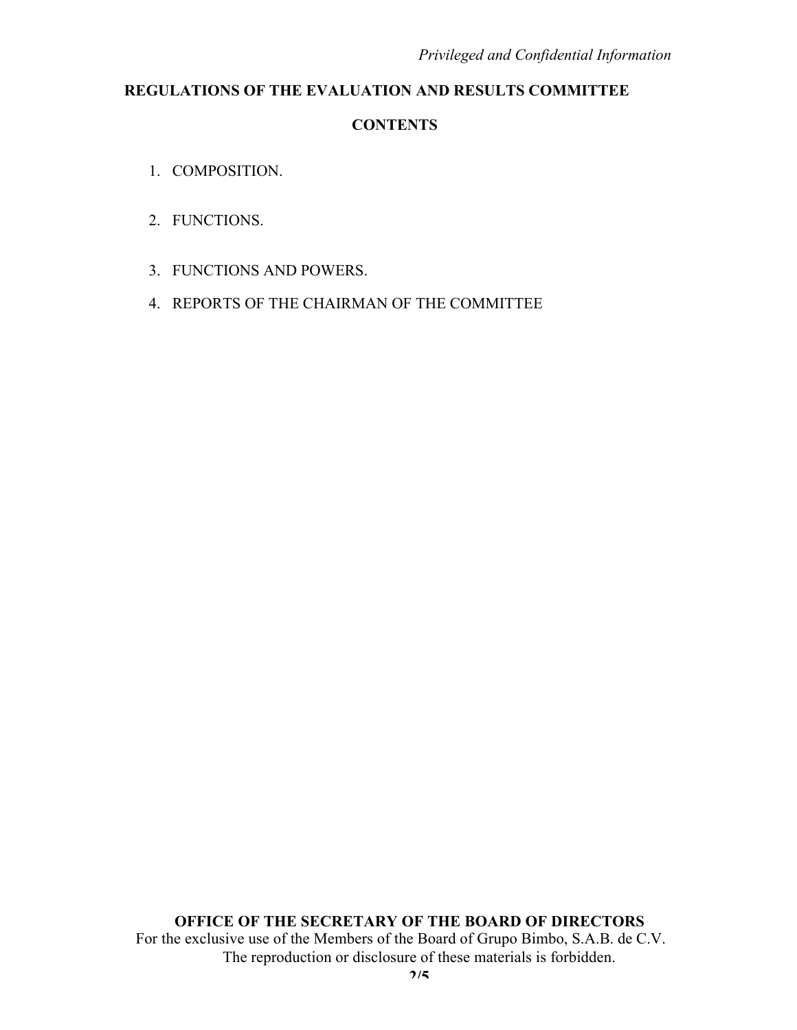# REGULATIONS OF THE EVALUATION AND RESULTS COMMITTEE

## CONTENTS

1. COMPOSITION.
2. FUNCTIONS.
3. FUNCTIONS AND POWERS.
4. REPORTS OF THE CHAIRMAN OF THE COMMITTEE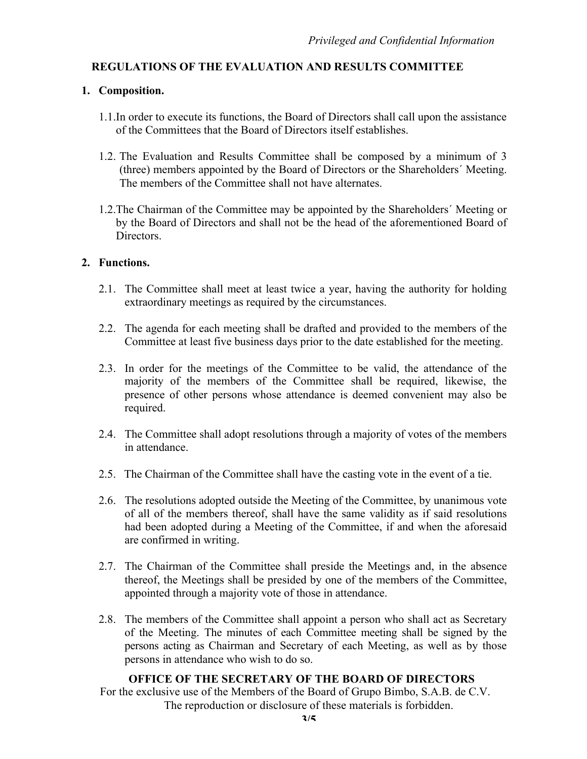*Privileged and Confidential Information*

## REGULATIONS OF THE EVALUATION AND RESULTS COMMITTEE

### 1. Composition.

1.1. In order to execute its functions, the Board of Directors shall call upon the assistance of the Committees that the Board of Directors itself establishes.

1.2. The Evaluation and Results Committee shall be composed by a minimum of 3 (three) members appointed by the Board of Directors or the Shareholders´ Meeting. The members of the Committee shall not have alternates.

1.2. The Chairman of the Committee may be appointed by the Shareholders´ Meeting or by the Board of Directors and shall not be the head of the aforementioned Board of Directors.

### 2. Functions.

2.1. The Committee shall meet at least twice a year, having the authority for holding extraordinary meetings as required by the circumstances.

2.2. The agenda for each meeting shall be drafted and provided to the members of the Committee at least five business days prior to the date established for the meeting.

2.3. In order for the meetings of the Committee to be valid, the attendance of the majority of the members of the Committee shall be required, likewise, the presence of other persons whose attendance is deemed convenient may also be required.

2.4. The Committee shall adopt resolutions through a majority of votes of the members in attendance.

2.5. The Chairman of the Committee shall have the casting vote in the event of a tie.

2.6. The resolutions adopted outside the Meeting of the Committee, by unanimous vote of all of the members thereof, shall have the same validity as if said resolutions had been adopted during a Meeting of the Committee, if and when the aforesaid are confirmed in writing.

2.7. The Chairman of the Committee shall preside the Meetings and, in the absence thereof, the Meetings shall be presided by one of the members of the Committee, appointed through a majority vote of those in attendance.

2.8. The members of the Committee shall appoint a person who shall act as Secretary of the Meeting. The minutes of each Committee meeting shall be signed by the persons acting as Chairman and Secretary of each Meeting, as well as by those persons in attendance who wish to do so.

**OFFICE OF THE SECRETARY OF THE BOARD OF DIRECTORS**

For the exclusive use of the Members of the Board of Grupo Bimbo, S.A.B. de C.V. The reproduction or disclosure of these materials is forbidden.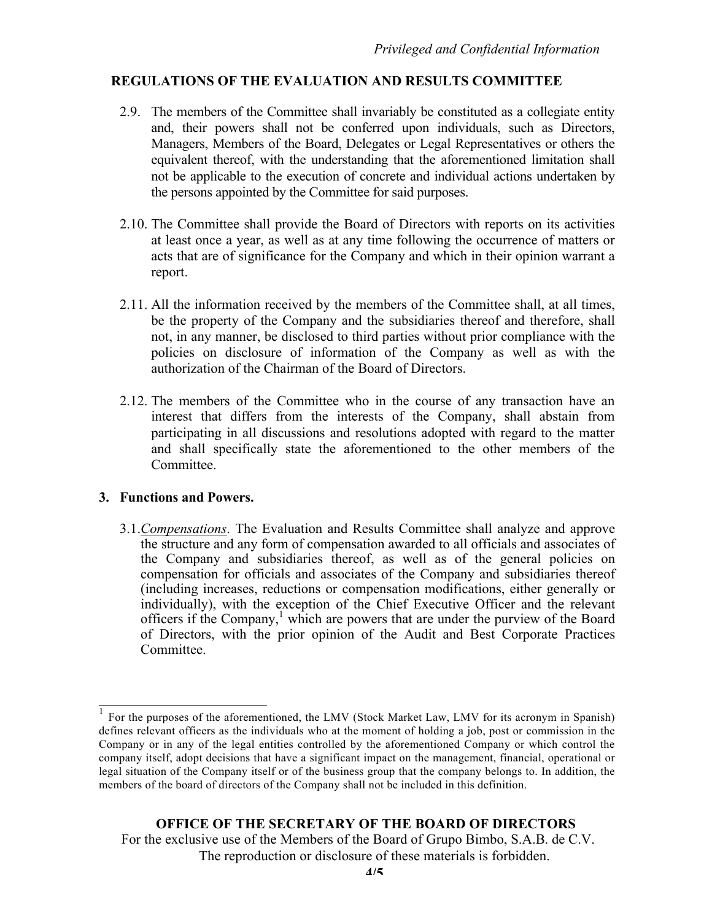**REGULATIONS OF THE EVALUATION AND RESULTS COMMITTEE**

2.9. The members of the Committee shall invariably be constituted as a collegiate entity and, their powers shall not be conferred upon individuals, such as Directors, Managers, Members of the Board, Delegates or Legal Representatives or others the equivalent thereof, with the understanding that the aforementioned limitation shall not be applicable to the execution of concrete and individual actions undertaken by the persons appointed by the Committee for said purposes.

2.10. The Committee shall provide the Board of Directors with reports on its activities at least once a year, as well as at any time following the occurrence of matters or acts that are of significance for the Company and which in their opinion warrant a report.

2.11. All the information received by the members of the Committee shall, at all times, be the property of the Company and the subsidiaries thereof and therefore, shall not, in any manner, be disclosed to third parties without prior compliance with the policies on disclosure of information of the Company as well as with the authorization of the Chairman of the Board of Directors.

2.12. The members of the Committee who in the course of any transaction have an interest that differs from the interests of the Company, shall abstain from participating in all discussions and resolutions adopted with regard to the matter and shall specifically state the aforementioned to the other members of the Committee.

**3. Functions and Powers.**

3.1. *Compensations*. The Evaluation and Results Committee shall analyze and approve the structure and any form of compensation awarded to all officials and associates of the Company and subsidiaries thereof, as well as of the general policies on compensation for officials and associates of the Company and subsidiaries thereof (including increases, reductions or compensation modifications, either generally or individually), with the exception of the Chief Executive Officer and the relevant officers if the Company,[1] which are powers that are under the purview of the Board of Directors, with the prior opinion of the Audit and Best Corporate Practices Committee.

---

[1] For the purposes of the aforementioned, the LMV (Stock Market Law, LMV for its acronym in Spanish) defines relevant officers as the individuals who at the moment of holding a job, post or commission in the Company or in any of the legal entities controlled by the aforementioned Company or which control the company itself, adopt decisions that have a significant impact on the management, financial, operational or legal situation of the Company itself or of the business group that the company belongs to. In addition, the members of the board of directors of the Company shall not be included in this definition.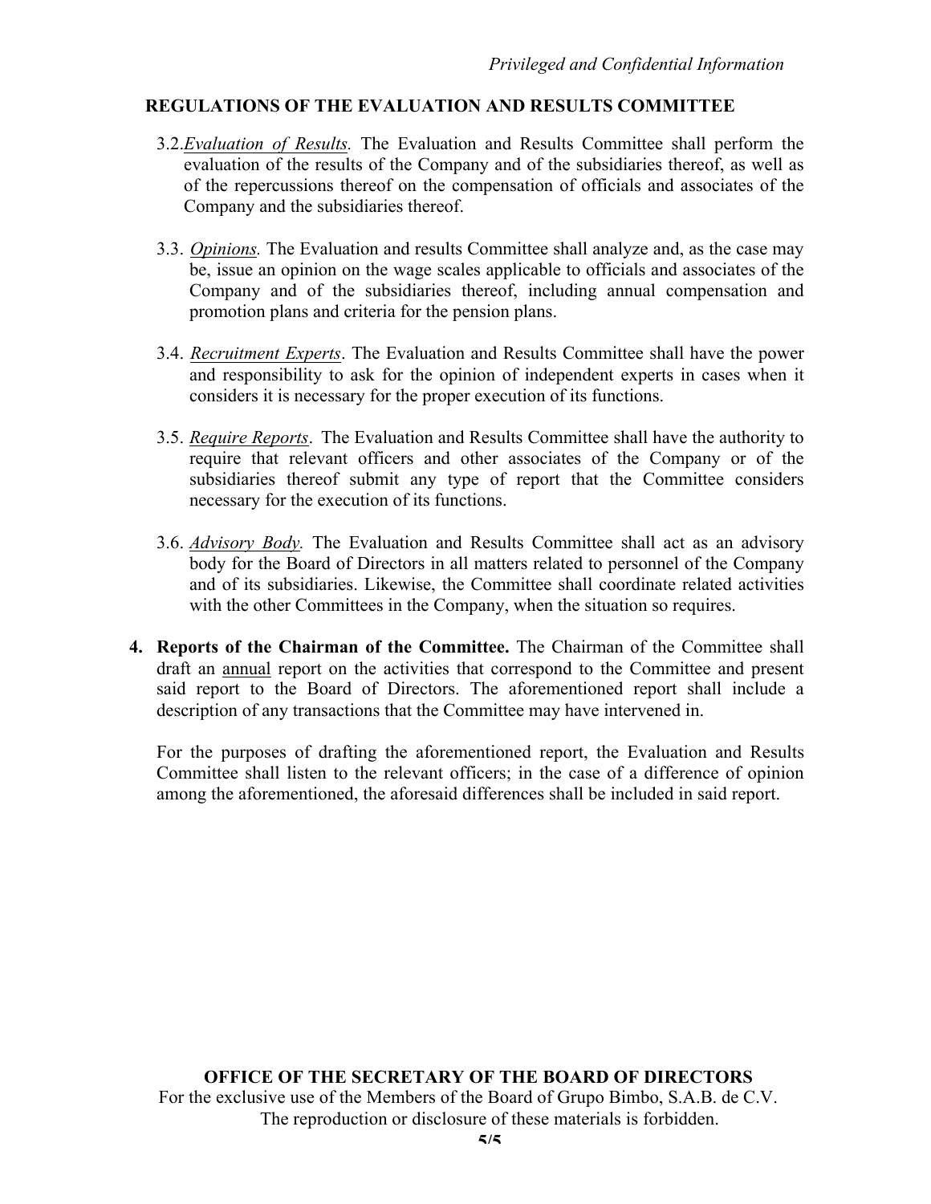REGULATIONS OF THE EVALUATION AND RESULTS COMMITTEE

3.2. *Evaluation of Results.* The Evaluation and Results Committee shall perform the evaluation of the results of the Company and of the subsidiaries thereof, as well as of the repercussions thereof on the compensation of officials and associates of the Company and the subsidiaries thereof.

3.3. *Opinions.* The Evaluation and results Committee shall analyze and, as the case may be, issue an opinion on the wage scales applicable to officials and associates of the Company and of the subsidiaries thereof, including annual compensation and promotion plans and criteria for the pension plans.

3.4. *Recruitment Experts*. The Evaluation and Results Committee shall have the power and responsibility to ask for the opinion of independent experts in cases when it considers it is necessary for the proper execution of its functions.

3.5. *Require Reports*. The Evaluation and Results Committee shall have the authority to require that relevant officers and other associates of the Company or of the subsidiaries thereof submit any type of report that the Committee considers necessary for the execution of its functions.

3.6. *Advisory Body.* The Evaluation and Results Committee shall act as an advisory body for the Board of Directors in all matters related to personnel of the Company and of its subsidiaries. Likewise, the Committee shall coordinate related activities with the other Committees in the Company, when the situation so requires.

4. **Reports of the Chairman of the Committee.** The Chairman of the Committee shall draft an annual report on the activities that correspond to the Committee and present said report to the Board of Directors. The aforementioned report shall include a description of any transactions that the Committee may have intervened in.

   For the purposes of drafting the aforementioned report, the Evaluation and Results Committee shall listen to the relevant officers; in the case of a difference of opinion among the aforementioned, the aforesaid differences shall be included in said report.